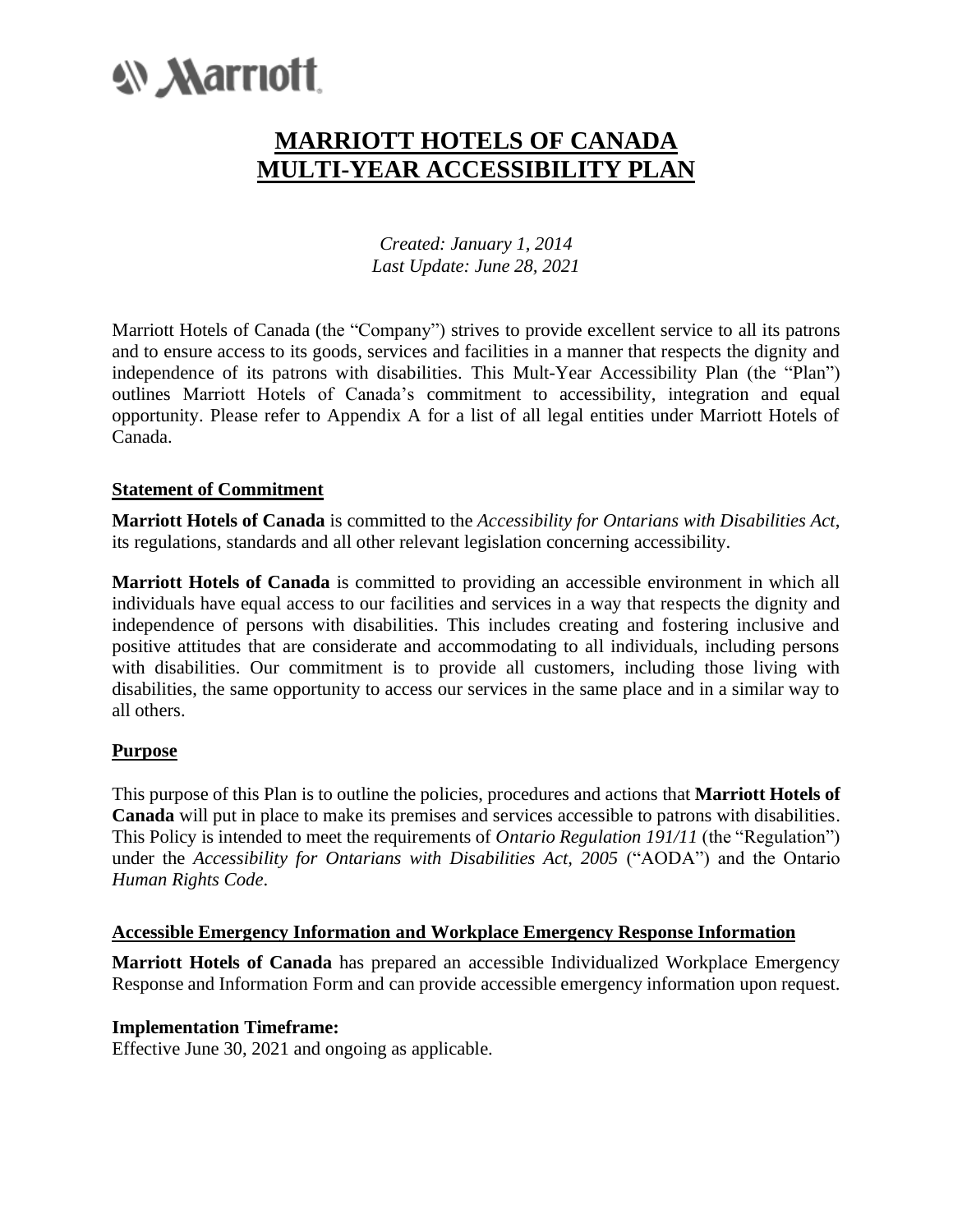Marriott

# MARRIOTT HOTELS OF CANADA MULTI-YEAR ACCESSIBILITY PLAN

*Created: January 1, 2014*
*Last Update: June 28, 2021*

Marriott Hotels of Canada (the "Company") strives to provide excellent service to all its patrons and to ensure access to its goods, services and facilities in a manner that respects the dignity and independence of its patrons with disabilities. This Mult-Year Accessibility Plan (the "Plan") outlines Marriott Hotels of Canada's commitment to accessibility, integration and equal opportunity. Please refer to Appendix A for a list of all legal entities under Marriott Hotels of Canada.

## Statement of Commitment

**Marriott Hotels of Canada** is committed to the *Accessibility for Ontarians with Disabilities Act*, its regulations, standards and all other relevant legislation concerning accessibility.

**Marriott Hotels of Canada** is committed to providing an accessible environment in which all individuals have equal access to our facilities and services in a way that respects the dignity and independence of persons with disabilities. This includes creating and fostering inclusive and positive attitudes that are considerate and accommodating to all individuals, including persons with disabilities. Our commitment is to provide all customers, including those living with disabilities, the same opportunity to access our services in the same place and in a similar way to all others.

## Purpose

This purpose of this Plan is to outline the policies, procedures and actions that **Marriott Hotels of Canada** will put in place to make its premises and services accessible to patrons with disabilities. This Policy is intended to meet the requirements of *Ontario Regulation 191/11* (the "Regulation") under the *Accessibility for Ontarians with Disabilities Act, 2005* ("AODA") and the Ontario *Human Rights Code*.

## Accessible Emergency Information and Workplace Emergency Response Information

**Marriott Hotels of Canada** has prepared an accessible Individualized Workplace Emergency Response and Information Form and can provide accessible emergency information upon request.

**Implementation Timeframe:**
Effective June 30, 2021 and ongoing as applicable.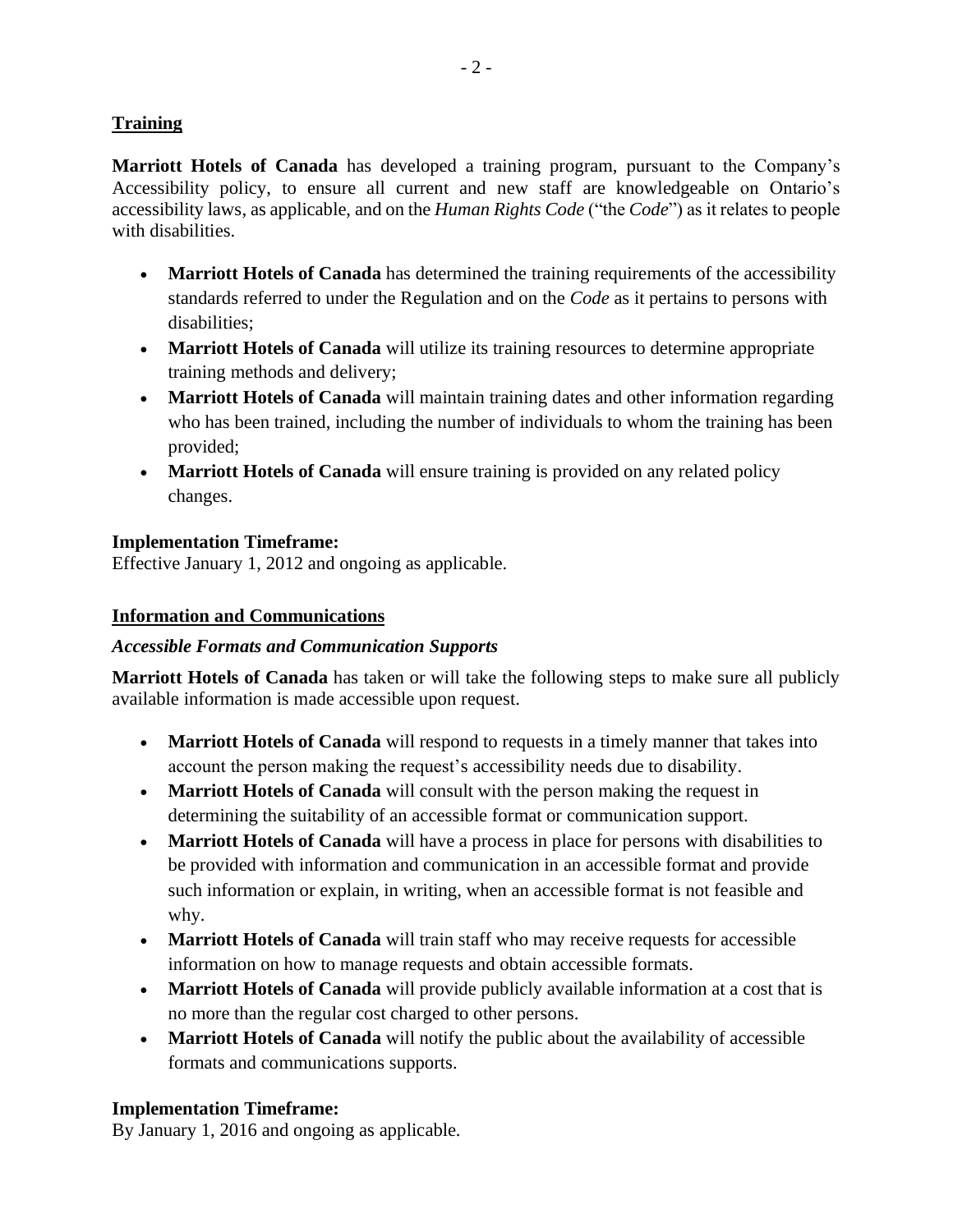## Training

**Marriott Hotels of Canada** has developed a training program, pursuant to the Company's Accessibility policy, to ensure all current and new staff are knowledgeable on Ontario's accessibility laws, as applicable, and on the *Human Rights Code* ("the *Code*") as it relates to people with disabilities.

- **Marriott Hotels of Canada** has determined the training requirements of the accessibility standards referred to under the Regulation and on the *Code* as it pertains to persons with disabilities;
- **Marriott Hotels of Canada** will utilize its training resources to determine appropriate training methods and delivery;
- **Marriott Hotels of Canada** will maintain training dates and other information regarding who has been trained, including the number of individuals to whom the training has been provided;
- **Marriott Hotels of Canada** will ensure training is provided on any related policy changes.

**Implementation Timeframe:**
Effective January 1, 2012 and ongoing as applicable.

## Information and Communications

### *Accessible Formats and Communication Supports*

**Marriott Hotels of Canada** has taken or will take the following steps to make sure all publicly available information is made accessible upon request.

- **Marriott Hotels of Canada** will respond to requests in a timely manner that takes into account the person making the request's accessibility needs due to disability.
- **Marriott Hotels of Canada** will consult with the person making the request in determining the suitability of an accessible format or communication support.
- **Marriott Hotels of Canada** will have a process in place for persons with disabilities to be provided with information and communication in an accessible format and provide such information or explain, in writing, when an accessible format is not feasible and why.
- **Marriott Hotels of Canada** will train staff who may receive requests for accessible information on how to manage requests and obtain accessible formats.
- **Marriott Hotels of Canada** will provide publicly available information at a cost that is no more than the regular cost charged to other persons.
- **Marriott Hotels of Canada** will notify the public about the availability of accessible formats and communications supports.

**Implementation Timeframe:**
By January 1, 2016 and ongoing as applicable.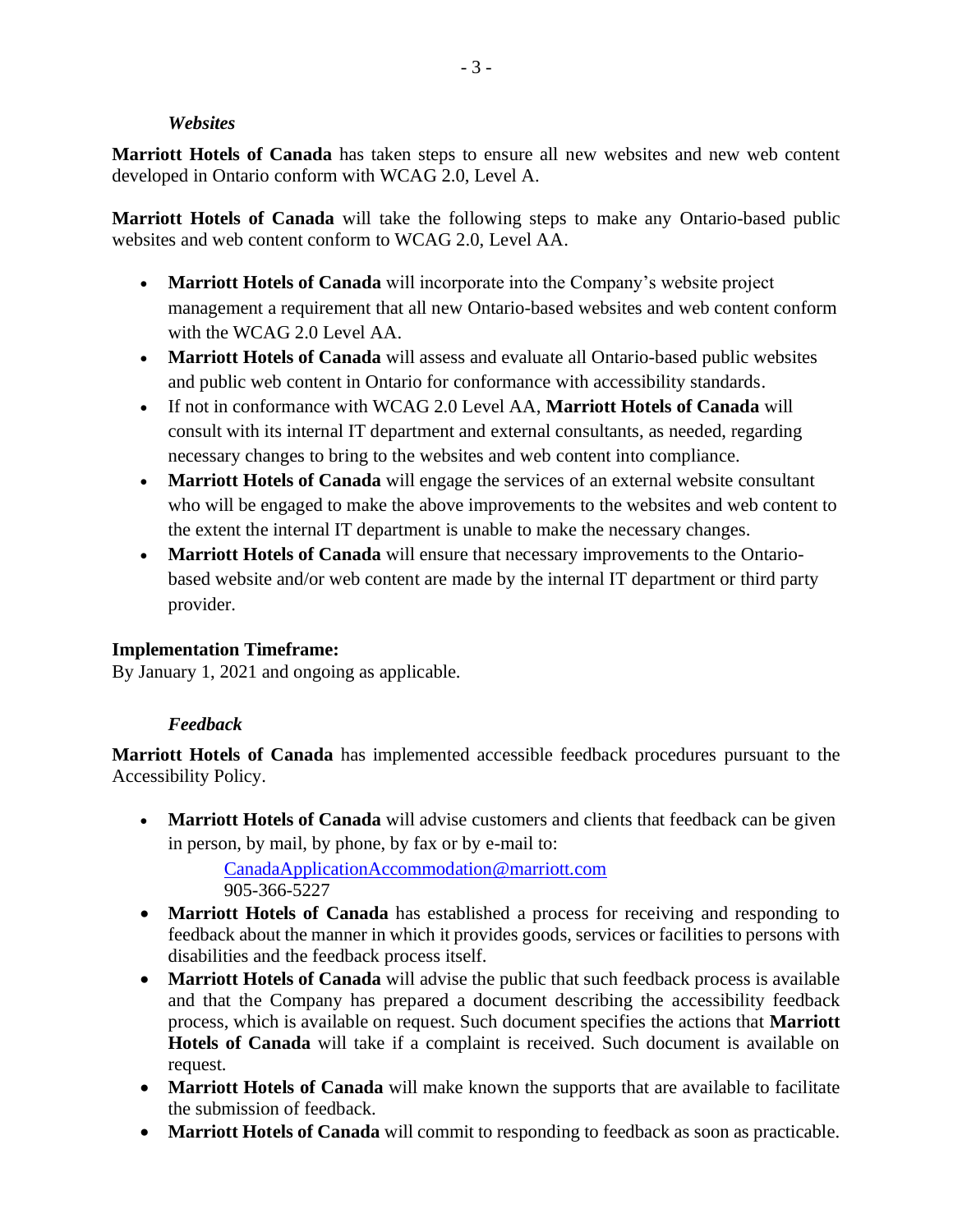### *Websites*

**Marriott Hotels of Canada** has taken steps to ensure all new websites and new web content developed in Ontario conform with WCAG 2.0, Level A.

**Marriott Hotels of Canada** will take the following steps to make any Ontario-based public websites and web content conform to WCAG 2.0, Level AA.

- **Marriott Hotels of Canada** will incorporate into the Company's website project management a requirement that all new Ontario-based websites and web content conform with the WCAG 2.0 Level AA.
- **Marriott Hotels of Canada** will assess and evaluate all Ontario-based public websites and public web content in Ontario for conformance with accessibility standards.
- If not in conformance with WCAG 2.0 Level AA, **Marriott Hotels of Canada** will consult with its internal IT department and external consultants, as needed, regarding necessary changes to bring to the websites and web content into compliance.
- **Marriott Hotels of Canada** will engage the services of an external website consultant who will be engaged to make the above improvements to the websites and web content to the extent the internal IT department is unable to make the necessary changes.
- **Marriott Hotels of Canada** will ensure that necessary improvements to the Ontario-based website and/or web content are made by the internal IT department or third party provider.

**Implementation Timeframe:**
By January 1, 2021 and ongoing as applicable.

### *Feedback*

**Marriott Hotels of Canada** has implemented accessible feedback procedures pursuant to the Accessibility Policy.

- **Marriott Hotels of Canada** will advise customers and clients that feedback can be given in person, by mail, by phone, by fax or by e-mail to:

  CanadaApplicationAccommodation@marriott.com
  905-366-5227
- **Marriott Hotels of Canada** has established a process for receiving and responding to feedback about the manner in which it provides goods, services or facilities to persons with disabilities and the feedback process itself.
- **Marriott Hotels of Canada** will advise the public that such feedback process is available and that the Company has prepared a document describing the accessibility feedback process, which is available on request. Such document specifies the actions that **Marriott Hotels of Canada** will take if a complaint is received. Such document is available on request.
- **Marriott Hotels of Canada** will make known the supports that are available to facilitate the submission of feedback.
- **Marriott Hotels of Canada** will commit to responding to feedback as soon as practicable.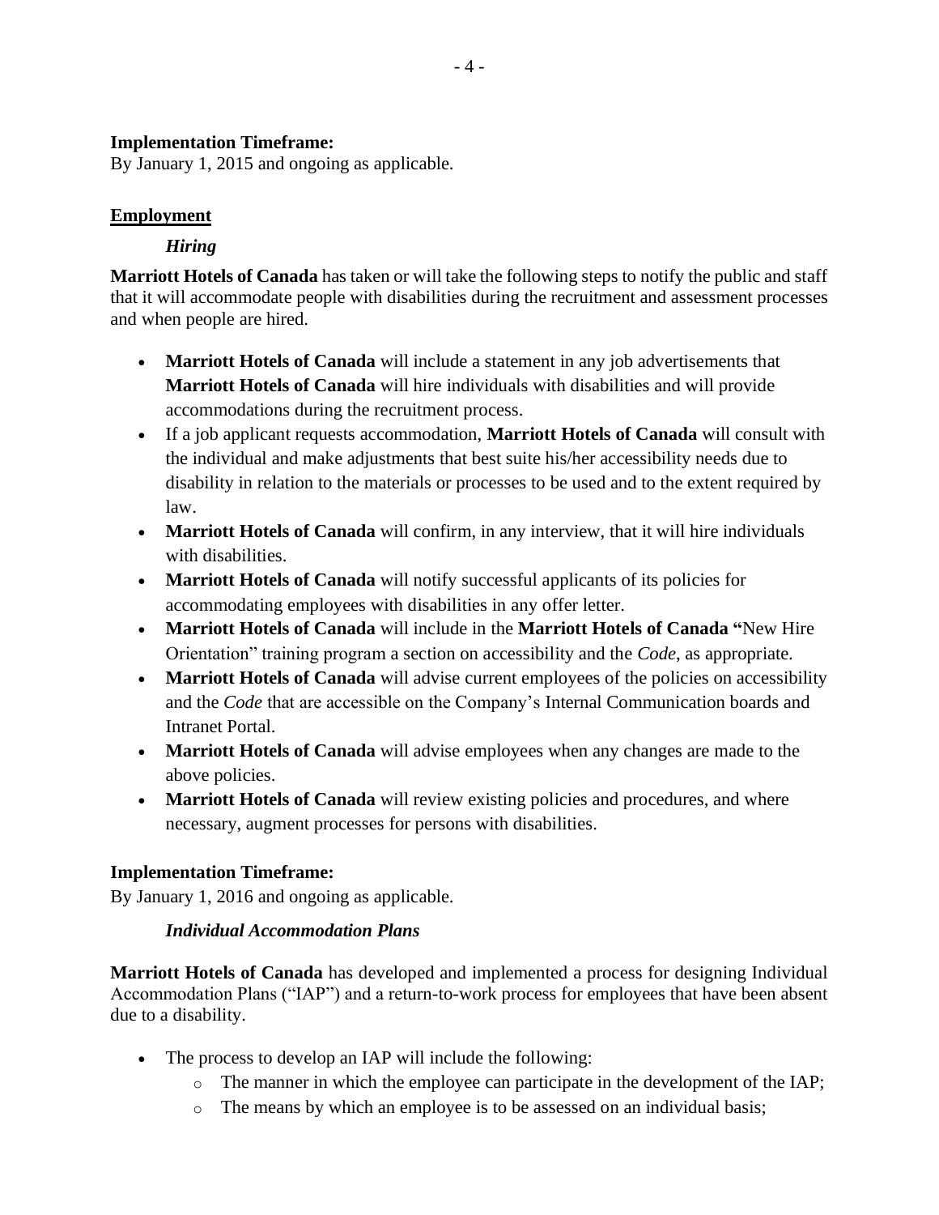**Implementation Timeframe:**
By January 1, 2015 and ongoing as applicable.

## Employment

### *Hiring*

**Marriott Hotels of Canada** has taken or will take the following steps to notify the public and staff that it will accommodate people with disabilities during the recruitment and assessment processes and when people are hired.

- **Marriott Hotels of Canada** will include a statement in any job advertisements that **Marriott Hotels of Canada** will hire individuals with disabilities and will provide accommodations during the recruitment process.
- If a job applicant requests accommodation, **Marriott Hotels of Canada** will consult with the individual and make adjustments that best suite his/her accessibility needs due to disability in relation to the materials or processes to be used and to the extent required by law.
- **Marriott Hotels of Canada** will confirm, in any interview, that it will hire individuals with disabilities.
- **Marriott Hotels of Canada** will notify successful applicants of its policies for accommodating employees with disabilities in any offer letter.
- **Marriott Hotels of Canada** will include in the **Marriott Hotels of Canada "**New Hire Orientation" training program a section on accessibility and the *Code*, as appropriate.
- **Marriott Hotels of Canada** will advise current employees of the policies on accessibility and the *Code* that are accessible on the Company's Internal Communication boards and Intranet Portal.
- **Marriott Hotels of Canada** will advise employees when any changes are made to the above policies.
- **Marriott Hotels of Canada** will review existing policies and procedures, and where necessary, augment processes for persons with disabilities.

**Implementation Timeframe:**
By January 1, 2016 and ongoing as applicable.

### *Individual Accommodation Plans*

**Marriott Hotels of Canada** has developed and implemented a process for designing Individual Accommodation Plans ("IAP") and a return-to-work process for employees that have been absent due to a disability.

- The process to develop an IAP will include the following:
  - The manner in which the employee can participate in the development of the IAP;
  - The means by which an employee is to be assessed on an individual basis;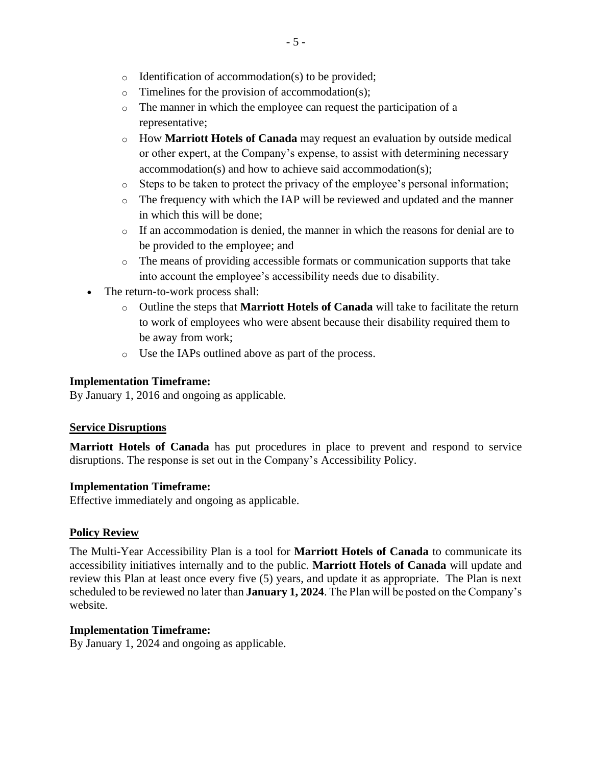- Identification of accommodation(s) to be provided;
  - Timelines for the provision of accommodation(s);
  - The manner in which the employee can request the participation of a representative;
  - How **Marriott Hotels of Canada** may request an evaluation by outside medical or other expert, at the Company's expense, to assist with determining necessary accommodation(s) and how to achieve said accommodation(s);
  - Steps to be taken to protect the privacy of the employee's personal information;
  - The frequency with which the IAP will be reviewed and updated and the manner in which this will be done;
  - If an accommodation is denied, the manner in which the reasons for denial are to be provided to the employee; and
  - The means of providing accessible formats or communication supports that take into account the employee's accessibility needs due to disability.
- The return-to-work process shall:
  - Outline the steps that **Marriott Hotels of Canada** will take to facilitate the return to work of employees who were absent because their disability required them to be away from work;
  - Use the IAPs outlined above as part of the process.

**Implementation Timeframe:**
By January 1, 2016 and ongoing as applicable.

## Service Disruptions

**Marriott Hotels of Canada** has put procedures in place to prevent and respond to service disruptions. The response is set out in the Company's Accessibility Policy.

**Implementation Timeframe:**
Effective immediately and ongoing as applicable.

## Policy Review

The Multi-Year Accessibility Plan is a tool for **Marriott Hotels of Canada** to communicate its accessibility initiatives internally and to the public. **Marriott Hotels of Canada** will update and review this Plan at least once every five (5) years, and update it as appropriate. The Plan is next scheduled to be reviewed no later than **January 1, 2024**. The Plan will be posted on the Company's website.

**Implementation Timeframe:**
By January 1, 2024 and ongoing as applicable.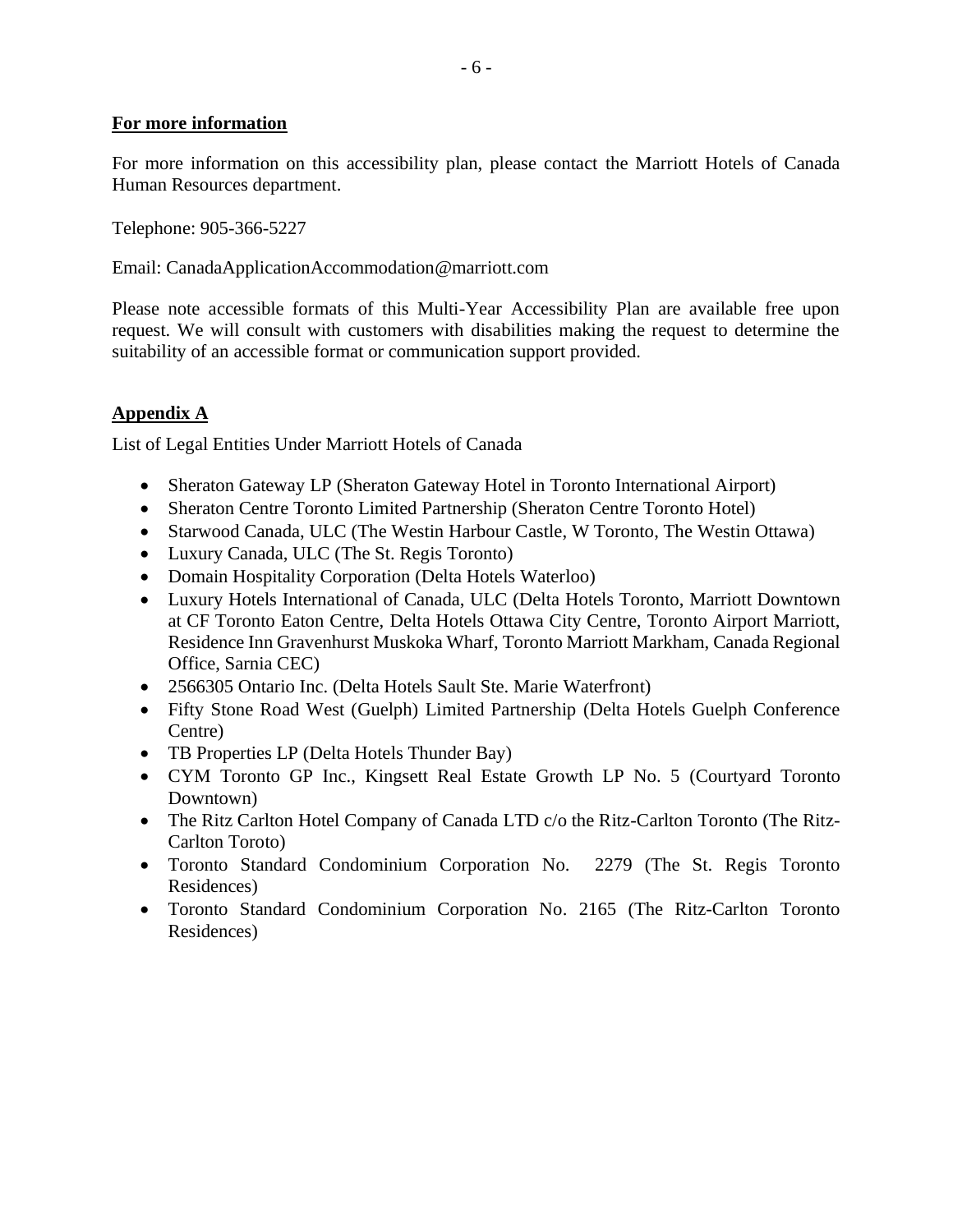## For more information

For more information on this accessibility plan, please contact the Marriott Hotels of Canada Human Resources department.

Telephone: 905-366-5227

Email: CanadaApplicationAccommodation@marriott.com

Please note accessible formats of this Multi-Year Accessibility Plan are available free upon request. We will consult with customers with disabilities making the request to determine the suitability of an accessible format or communication support provided.

## Appendix A

List of Legal Entities Under Marriott Hotels of Canada

- Sheraton Gateway LP (Sheraton Gateway Hotel in Toronto International Airport)
- Sheraton Centre Toronto Limited Partnership (Sheraton Centre Toronto Hotel)
- Starwood Canada, ULC (The Westin Harbour Castle, W Toronto, The Westin Ottawa)
- Luxury Canada, ULC (The St. Regis Toronto)
- Domain Hospitality Corporation (Delta Hotels Waterloo)
- Luxury Hotels International of Canada, ULC (Delta Hotels Toronto, Marriott Downtown at CF Toronto Eaton Centre, Delta Hotels Ottawa City Centre, Toronto Airport Marriott, Residence Inn Gravenhurst Muskoka Wharf, Toronto Marriott Markham, Canada Regional Office, Sarnia CEC)
- 2566305 Ontario Inc. (Delta Hotels Sault Ste. Marie Waterfront)
- Fifty Stone Road West (Guelph) Limited Partnership (Delta Hotels Guelph Conference Centre)
- TB Properties LP (Delta Hotels Thunder Bay)
- CYM Toronto GP Inc., Kingsett Real Estate Growth LP No. 5 (Courtyard Toronto Downtown)
- The Ritz Carlton Hotel Company of Canada LTD c/o the Ritz-Carlton Toronto (The Ritz-Carlton Toroto)
- Toronto Standard Condominium Corporation No. 2279 (The St. Regis Toronto Residences)
- Toronto Standard Condominium Corporation No. 2165 (The Ritz-Carlton Toronto Residences)